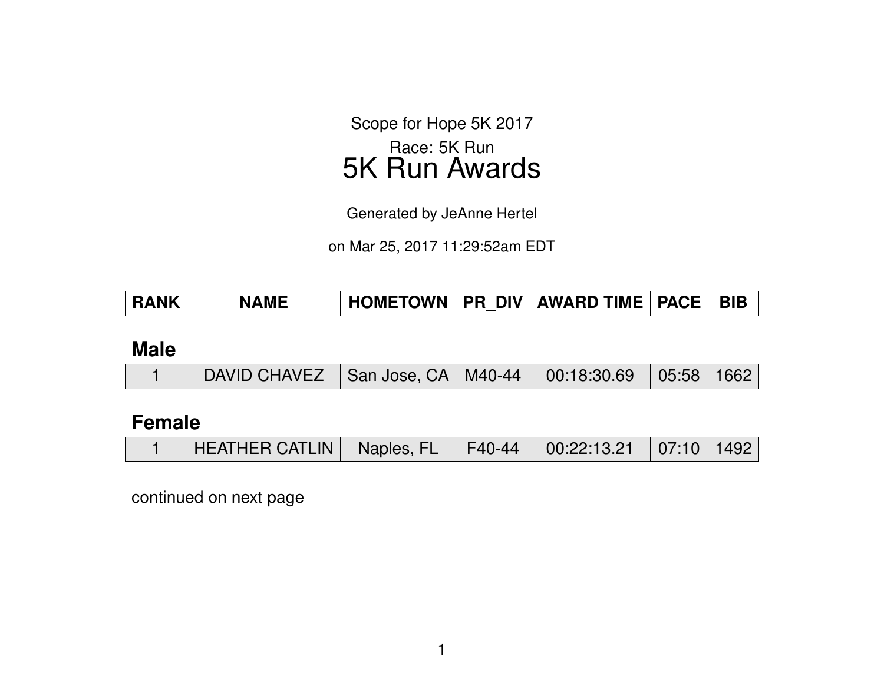Scope for Hope 5K 2017

Race: 5K Run

# 5K Run Awards

Generated by JeAnne Hertel

on Mar 25, 2017 11:29:52am EDT

| RANK | NAME | HOMETOWN | PR_DIV | AWARD TIME | PACE | BIB |
|---|---|---|---|---|---|---|

## Male

| RANK | NAME | HOMETOWN | PR_DIV | AWARD TIME | PACE | BIB |
|---|---|---|---|---|---|---|
| 1 | DAVID CHAVEZ | San Jose, CA | M40-44 | 00:18:30.69 | 05:58 | 1662 |

## Female

| RANK | NAME | HOMETOWN | PR_DIV | AWARD TIME | PACE | BIB |
|---|---|---|---|---|---|---|
| 1 | HEATHER CATLIN | Naples, FL | F40-44 | 00:22:13.21 | 07:10 | 1492 |

continued on next page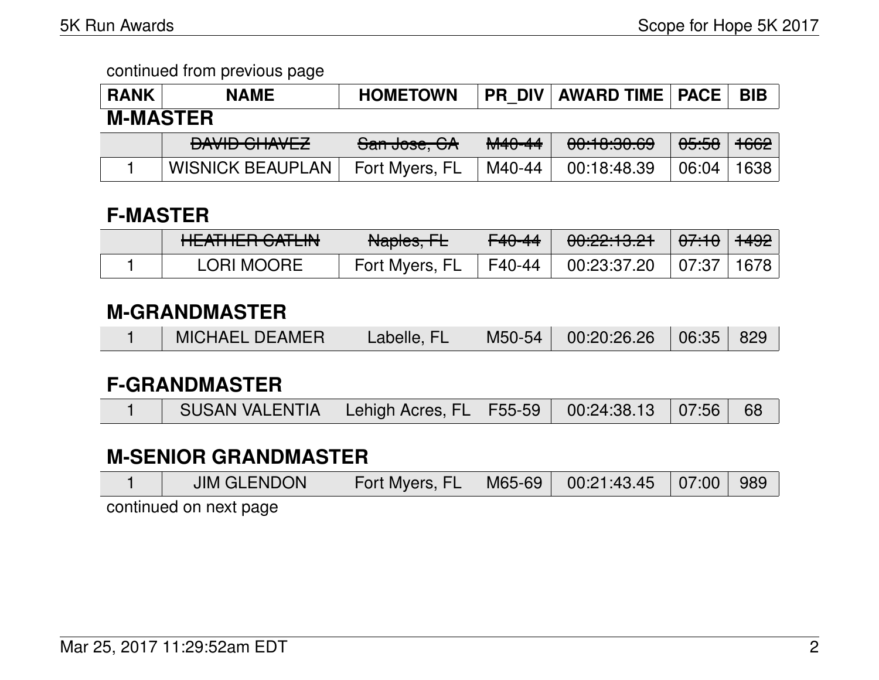continued from previous page

| RANK | NAME | HOMETOWN | PR_DIV | AWARD TIME | PACE | BIB |
|---|---|---|---|---|---|---|

## M-MASTER

| RANK | NAME | HOMETOWN | PR_DIV | AWARD TIME | PACE | BIB |
|---|---|---|---|---|---|---|
| | ~~DAVID CHAVEZ~~ | ~~San Jose, CA~~ | ~~M40-44~~ | ~~00:18:30.69~~ | ~~05:58~~ | ~~1662~~ |
| 1 | WISNICK BEAUPLAN | Fort Myers, FL | M40-44 | 00:18:48.39 | 06:04 | 1638 |

## F-MASTER

| RANK | NAME | HOMETOWN | PR_DIV | AWARD TIME | PACE | BIB |
|---|---|---|---|---|---|---|
| | ~~HEATHER CATLIN~~ | ~~Naples, FL~~ | ~~F40-44~~ | ~~00:22:13.21~~ | ~~07:10~~ | ~~1492~~ |
| 1 | LORI MOORE | Fort Myers, FL | F40-44 | 00:23:37.20 | 07:37 | 1678 |

## M-GRANDMASTER

| RANK | NAME | HOMETOWN | PR_DIV | AWARD TIME | PACE | BIB |
|---|---|---|---|---|---|---|
| 1 | MICHAEL DEAMER | Labelle, FL | M50-54 | 00:20:26.26 | 06:35 | 829 |

## F-GRANDMASTER

| RANK | NAME | HOMETOWN | PR_DIV | AWARD TIME | PACE | BIB |
|---|---|---|---|---|---|---|
| 1 | SUSAN VALENTIA | Lehigh Acres, FL | F55-59 | 00:24:38.13 | 07:56 | 68 |

## M-SENIOR GRANDMASTER

| RANK | NAME | HOMETOWN | PR_DIV | AWARD TIME | PACE | BIB |
|---|---|---|---|---|---|---|
| 1 | JIM GLENDON | Fort Myers, FL | M65-69 | 00:21:43.45 | 07:00 | 989 |

continued on next page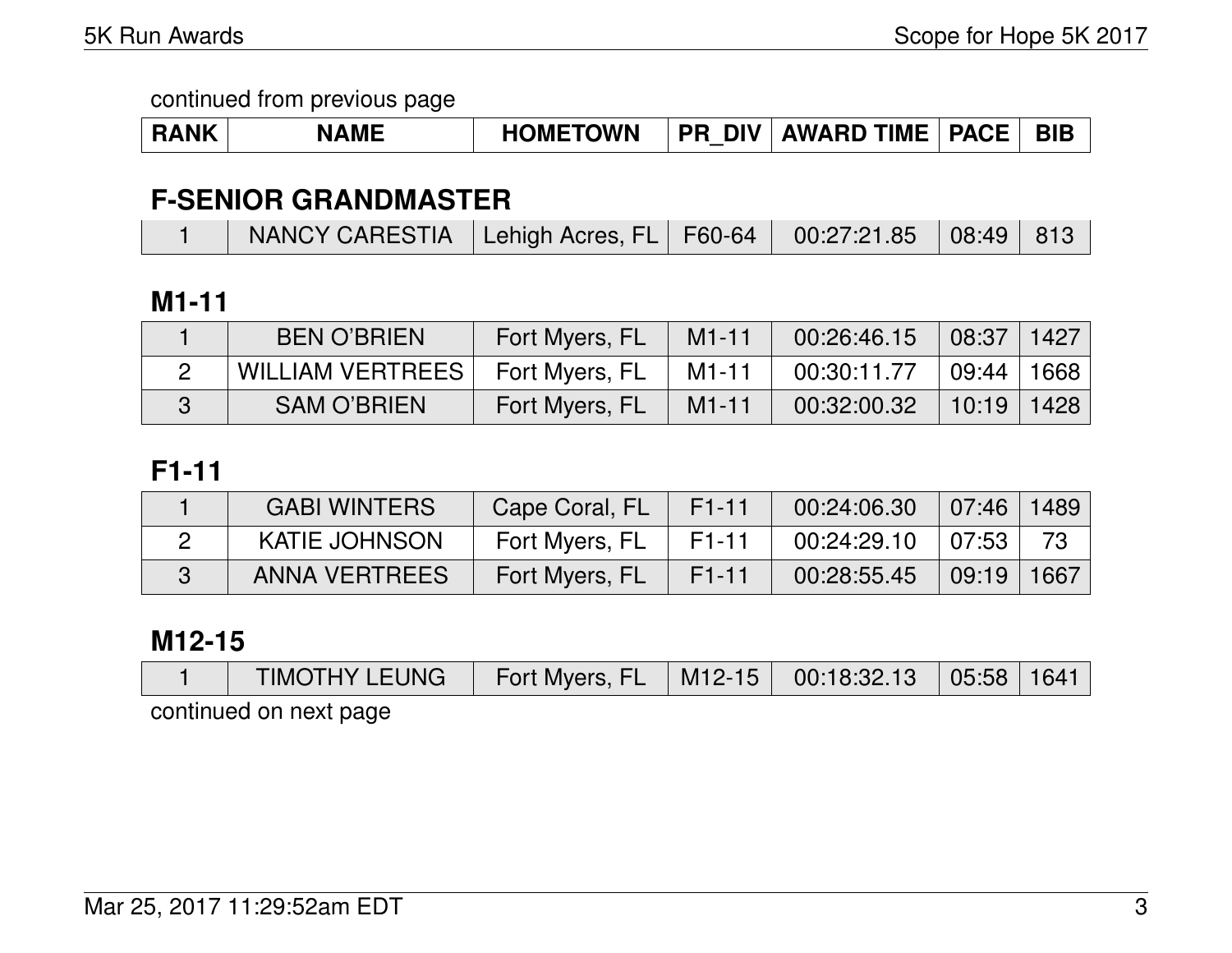continued from previous page

| RANK | NAME | HOMETOWN | PR_DIV | AWARD TIME | PACE | BIB |
|---|---|---|---|---|---|---|

## F-SENIOR GRANDMASTER

| RANK | NAME | HOMETOWN | PR_DIV | AWARD TIME | PACE | BIB |
|---|---|---|---|---|---|---|
| 1 | NANCY CARESTIA | Lehigh Acres, FL | F60-64 | 00:27:21.85 | 08:49 | 813 |

## M1-11

| RANK | NAME | HOMETOWN | PR_DIV | AWARD TIME | PACE | BIB |
|---|---|---|---|---|---|---|
| 1 | BEN O'BRIEN | Fort Myers, FL | M1-11 | 00:26:46.15 | 08:37 | 1427 |
| 2 | WILLIAM VERTREES | Fort Myers, FL | M1-11 | 00:30:11.77 | 09:44 | 1668 |
| 3 | SAM O'BRIEN | Fort Myers, FL | M1-11 | 00:32:00.32 | 10:19 | 1428 |

## F1-11

| RANK | NAME | HOMETOWN | PR_DIV | AWARD TIME | PACE | BIB |
|---|---|---|---|---|---|---|
| 1 | GABI WINTERS | Cape Coral, FL | F1-11 | 00:24:06.30 | 07:46 | 1489 |
| 2 | KATIE JOHNSON | Fort Myers, FL | F1-11 | 00:24:29.10 | 07:53 | 73 |
| 3 | ANNA VERTREES | Fort Myers, FL | F1-11 | 00:28:55.45 | 09:19 | 1667 |

## M12-15

| RANK | NAME | HOMETOWN | PR_DIV | AWARD TIME | PACE | BIB |
|---|---|---|---|---|---|---|
| 1 | TIMOTHY LEUNG | Fort Myers, FL | M12-15 | 00:18:32.13 | 05:58 | 1641 |

continued on next page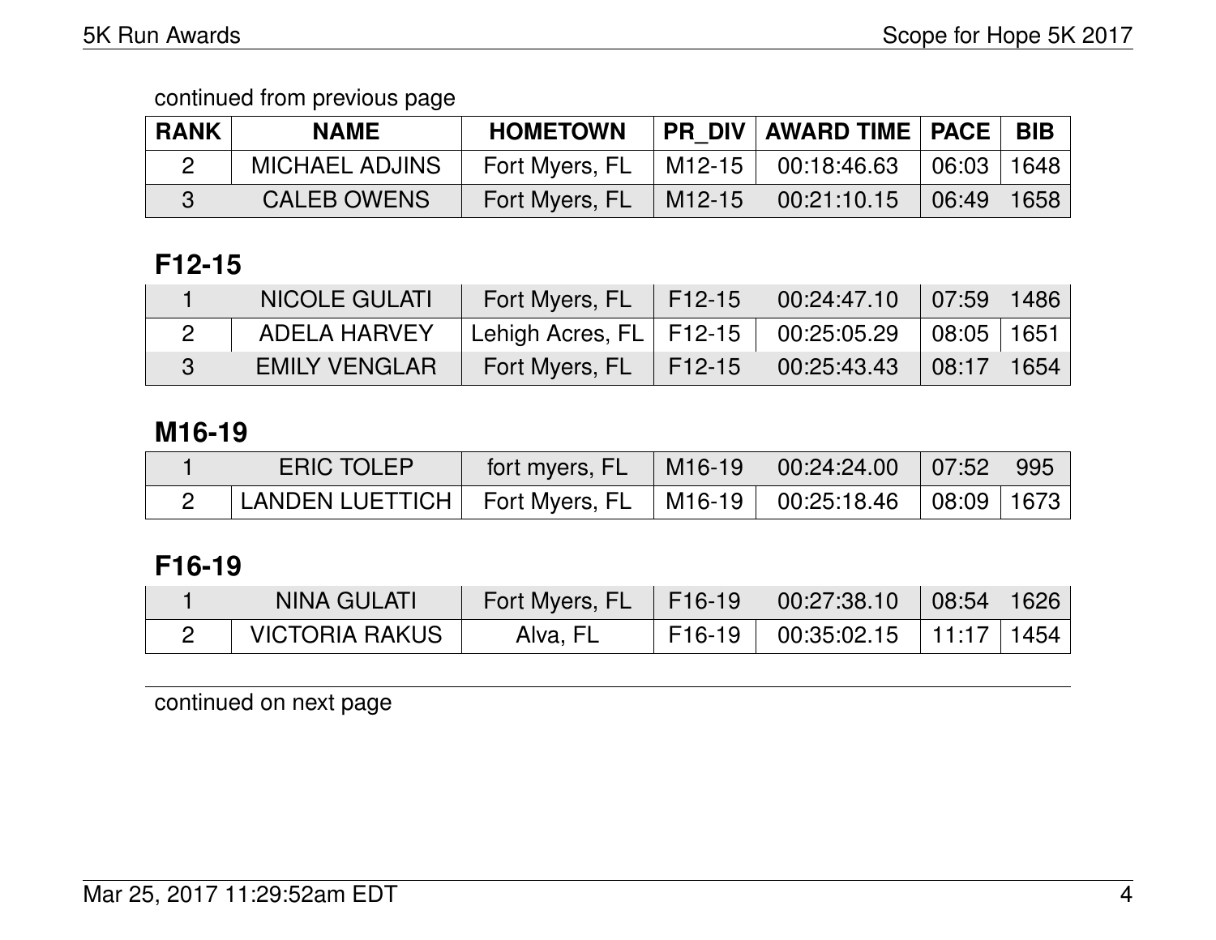continued from previous page

| RANK | NAME | HOMETOWN | PR_DIV | AWARD TIME | PACE | BIB |
|---|---|---|---|---|---|---|
| 2 | MICHAEL ADJINS | Fort Myers, FL | M12-15 | 00:18:46.63 | 06:03 | 1648 |
| 3 | CALEB OWENS | Fort Myers, FL | M12-15 | 00:21:10.15 | 06:49 | 1658 |

## F12-15

| RANK | NAME | HOMETOWN | PR_DIV | AWARD TIME | PACE | BIB |
|---|---|---|---|---|---|---|
| 1 | NICOLE GULATI | Fort Myers, FL | F12-15 | 00:24:47.10 | 07:59 | 1486 |
| 2 | ADELA HARVEY | Lehigh Acres, FL | F12-15 | 00:25:05.29 | 08:05 | 1651 |
| 3 | EMILY VENGLAR | Fort Myers, FL | F12-15 | 00:25:43.43 | 08:17 | 1654 |

## M16-19

| RANK | NAME | HOMETOWN | PR_DIV | AWARD TIME | PACE | BIB |
|---|---|---|---|---|---|---|
| 1 | ERIC TOLEP | fort myers, FL | M16-19 | 00:24:24.00 | 07:52 | 995 |
| 2 | LANDEN LUETTICH | Fort Myers, FL | M16-19 | 00:25:18.46 | 08:09 | 1673 |

## F16-19

| RANK | NAME | HOMETOWN | PR_DIV | AWARD TIME | PACE | BIB |
|---|---|---|---|---|---|---|
| 1 | NINA GULATI | Fort Myers, FL | F16-19 | 00:27:38.10 | 08:54 | 1626 |
| 2 | VICTORIA RAKUS | Alva, FL | F16-19 | 00:35:02.15 | 11:17 | 1454 |

continued on next page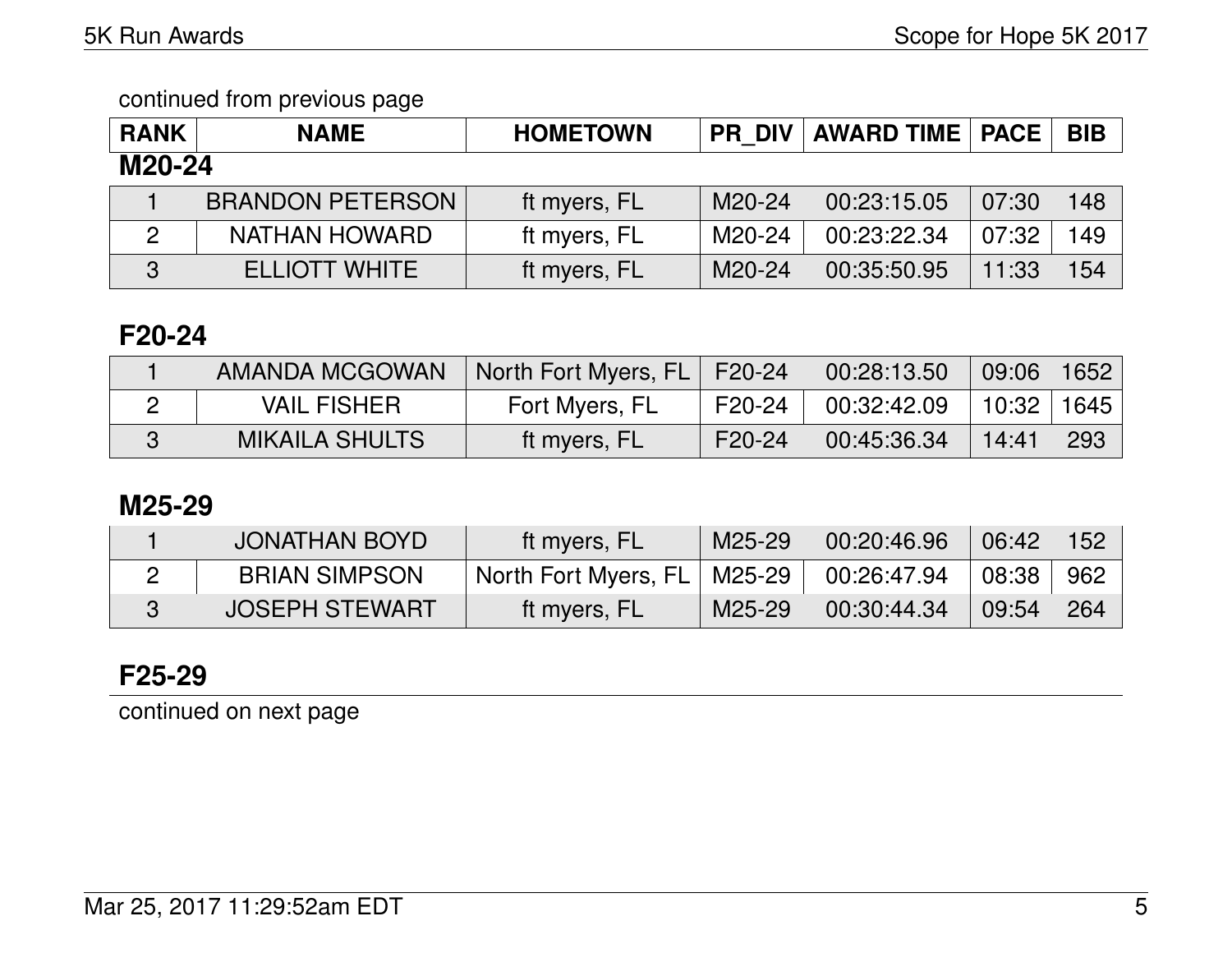continued from previous page

| RANK | NAME | HOMETOWN | PR_DIV | AWARD TIME | PACE | BIB |
|---|---|---|---|---|---|---|

## M20-24

| RANK | NAME | HOMETOWN | PR_DIV | AWARD TIME | PACE | BIB |
|---|---|---|---|---|---|---|
| 1 | BRANDON PETERSON | ft myers, FL | M20-24 | 00:23:15.05 | 07:30 | 148 |
| 2 | NATHAN HOWARD | ft myers, FL | M20-24 | 00:23:22.34 | 07:32 | 149 |
| 3 | ELLIOTT WHITE | ft myers, FL | M20-24 | 00:35:50.95 | 11:33 | 154 |

## F20-24

| RANK | NAME | HOMETOWN | PR_DIV | AWARD TIME | PACE | BIB |
|---|---|---|---|---|---|---|
| 1 | AMANDA MCGOWAN | North Fort Myers, FL | F20-24 | 00:28:13.50 | 09:06 | 1652 |
| 2 | VAIL FISHER | Fort Myers, FL | F20-24 | 00:32:42.09 | 10:32 | 1645 |
| 3 | MIKAILA SHULTS | ft myers, FL | F20-24 | 00:45:36.34 | 14:41 | 293 |

## M25-29

| RANK | NAME | HOMETOWN | PR_DIV | AWARD TIME | PACE | BIB |
|---|---|---|---|---|---|---|
| 1 | JONATHAN BOYD | ft myers, FL | M25-29 | 00:20:46.96 | 06:42 | 152 |
| 2 | BRIAN SIMPSON | North Fort Myers, FL | M25-29 | 00:26:47.94 | 08:38 | 962 |
| 3 | JOSEPH STEWART | ft myers, FL | M25-29 | 00:30:44.34 | 09:54 | 264 |

## F25-29

continued on next page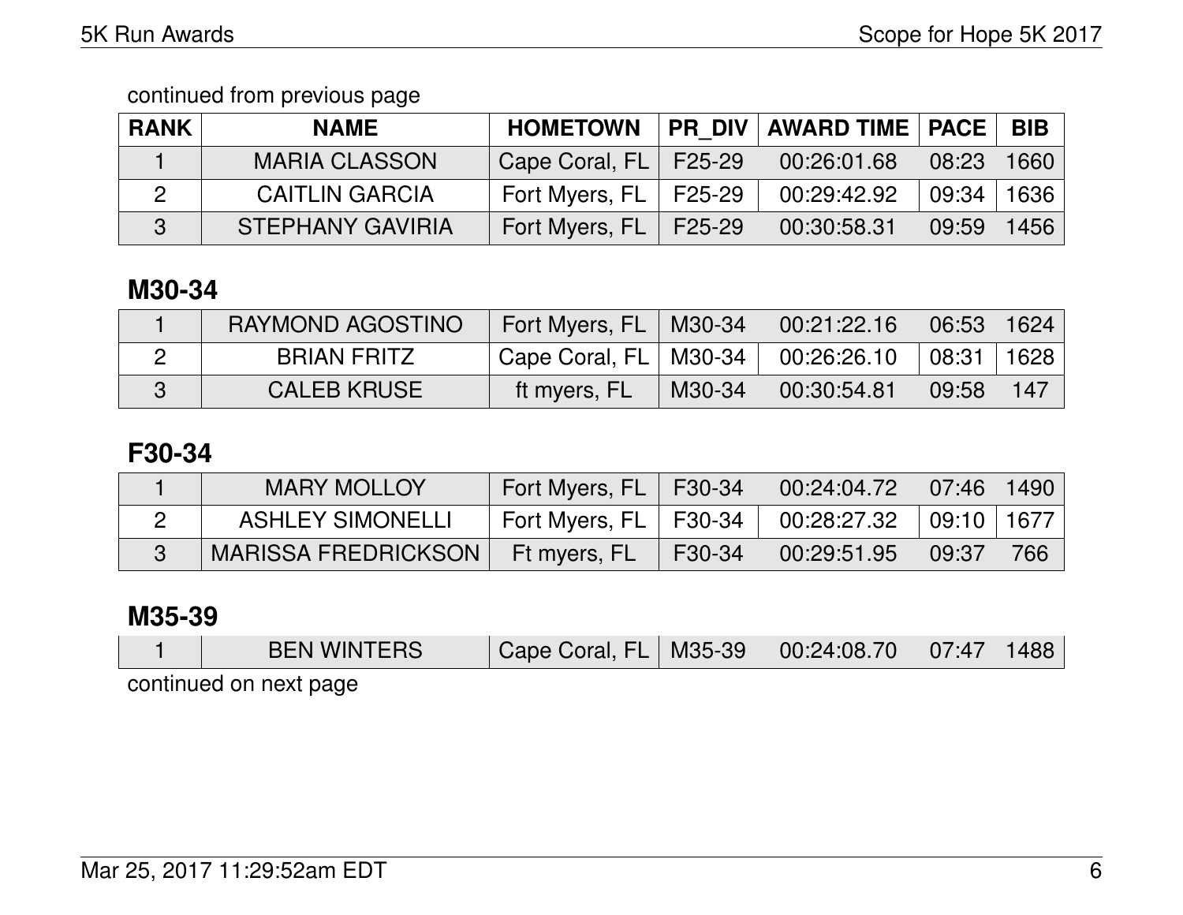continued from previous page

| RANK | NAME | HOMETOWN | PR_DIV | AWARD TIME | PACE | BIB |
|---|---|---|---|---|---|---|
| 1 | MARIA CLASSON | Cape Coral, FL | F25-29 | 00:26:01.68 | 08:23 | 1660 |
| 2 | CAITLIN GARCIA | Fort Myers, FL | F25-29 | 00:29:42.92 | 09:34 | 1636 |
| 3 | STEPHANY GAVIRIA | Fort Myers, FL | F25-29 | 00:30:58.31 | 09:59 | 1456 |

## M30-34

| RANK | NAME | HOMETOWN | PR_DIV | AWARD TIME | PACE | BIB |
|---|---|---|---|---|---|---|
| 1 | RAYMOND AGOSTINO | Fort Myers, FL | M30-34 | 00:21:22.16 | 06:53 | 1624 |
| 2 | BRIAN FRITZ | Cape Coral, FL | M30-34 | 00:26:26.10 | 08:31 | 1628 |
| 3 | CALEB KRUSE | ft myers, FL | M30-34 | 00:30:54.81 | 09:58 | 147 |

## F30-34

| RANK | NAME | HOMETOWN | PR_DIV | AWARD TIME | PACE | BIB |
|---|---|---|---|---|---|---|
| 1 | MARY MOLLOY | Fort Myers, FL | F30-34 | 00:24:04.72 | 07:46 | 1490 |
| 2 | ASHLEY SIMONELLI | Fort Myers, FL | F30-34 | 00:28:27.32 | 09:10 | 1677 |
| 3 | MARISSA FREDRICKSON | Ft myers, FL | F30-34 | 00:29:51.95 | 09:37 | 766 |

## M35-39

| RANK | NAME | HOMETOWN | PR_DIV | AWARD TIME | PACE | BIB |
|---|---|---|---|---|---|---|
| 1 | BEN WINTERS | Cape Coral, FL | M35-39 | 00:24:08.70 | 07:47 | 1488 |

continued on next page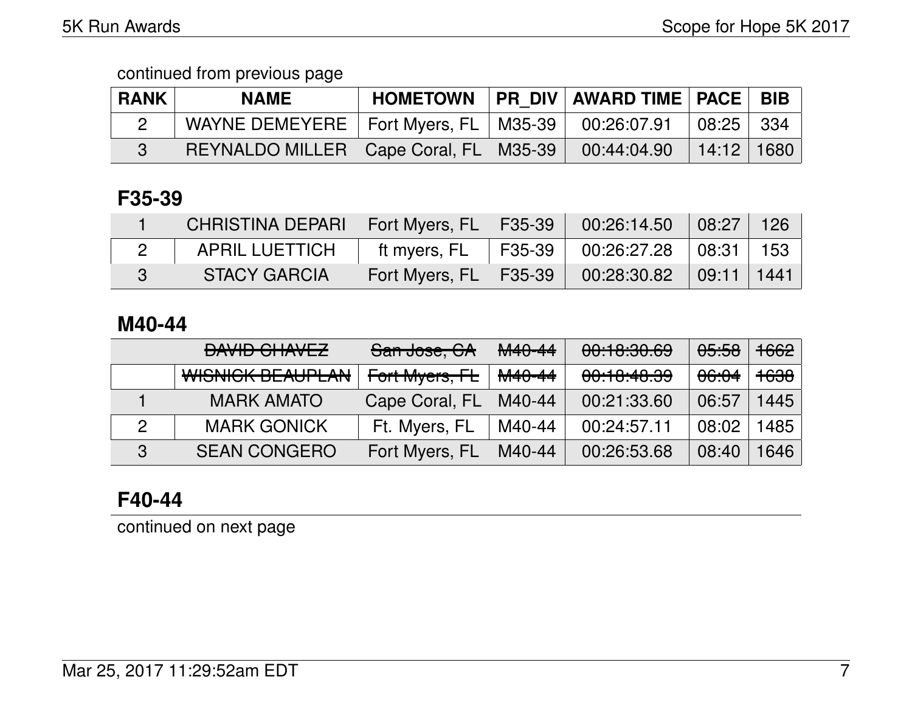continued from previous page

| RANK | NAME | HOMETOWN | PR_DIV | AWARD TIME | PACE | BIB |
|---|---|---|---|---|---|---|
| 2 | WAYNE DEMEYERE | Fort Myers, FL | M35-39 | 00:26:07.91 | 08:25 | 334 |
| 3 | REYNALDO MILLER | Cape Coral, FL | M35-39 | 00:44:04.90 | 14:12 | 1680 |

## F35-39

| RANK | NAME | HOMETOWN | PR_DIV | AWARD TIME | PACE | BIB |
|---|---|---|---|---|---|---|
| 1 | CHRISTINA DEPARI | Fort Myers, FL | F35-39 | 00:26:14.50 | 08:27 | 126 |
| 2 | APRIL LUETTICH | ft myers, FL | F35-39 | 00:26:27.28 | 08:31 | 153 |
| 3 | STACY GARCIA | Fort Myers, FL | F35-39 | 00:28:30.82 | 09:11 | 1441 |

## M40-44

| RANK | NAME | HOMETOWN | PR_DIV | AWARD TIME | PACE | BIB |
|---|---|---|---|---|---|---|
| | ~~DAVID CHAVEZ~~ | ~~San Jose, CA~~ | ~~M40-44~~ | ~~00:18:30.69~~ | ~~05:58~~ | ~~1662~~ |
| | ~~WISNICK BEAUPLAN~~ | ~~Fort Myers, FL~~ | ~~M40-44~~ | ~~00:18:48.39~~ | ~~06:04~~ | ~~1638~~ |
| 1 | MARK AMATO | Cape Coral, FL | M40-44 | 00:21:33.60 | 06:57 | 1445 |
| 2 | MARK GONICK | Ft. Myers, FL | M40-44 | 00:24:57.11 | 08:02 | 1485 |
| 3 | SEAN CONGERO | Fort Myers, FL | M40-44 | 00:26:53.68 | 08:40 | 1646 |

## F40-44

continued on next page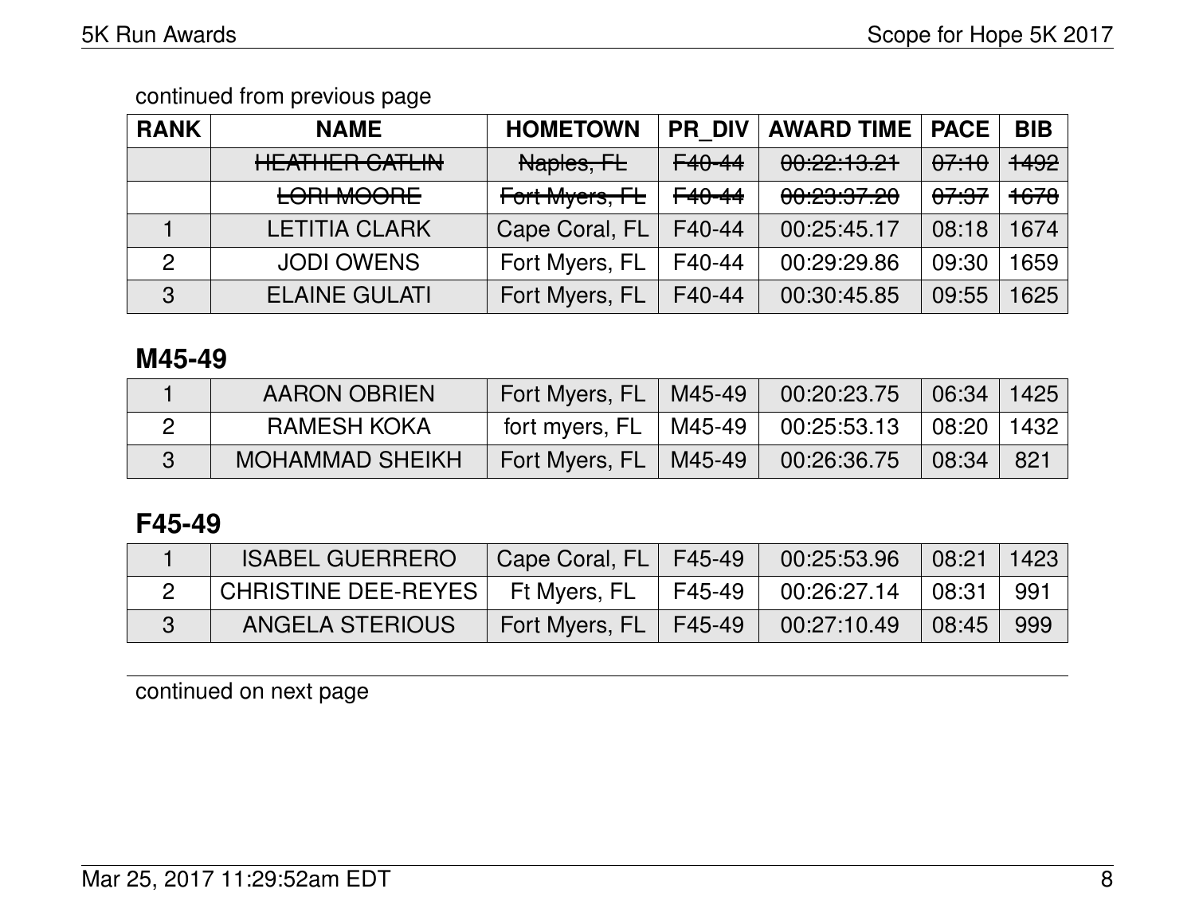continued from previous page

| RANK | NAME | HOMETOWN | PR_DIV | AWARD TIME | PACE | BIB |
|---|---|---|---|---|---|---|
| | ~~HEATHER CATLIN~~ | ~~Naples, FL~~ | ~~F40-44~~ | ~~00:22:13.21~~ | ~~07:10~~ | ~~1492~~ |
| | ~~LORI MOORE~~ | ~~Fort Myers, FL~~ | ~~F40-44~~ | ~~00:23:37.20~~ | ~~07:37~~ | ~~1678~~ |
| 1 | LETITIA CLARK | Cape Coral, FL | F40-44 | 00:25:45.17 | 08:18 | 1674 |
| 2 | JODI OWENS | Fort Myers, FL | F40-44 | 00:29:29.86 | 09:30 | 1659 |
| 3 | ELAINE GULATI | Fort Myers, FL | F40-44 | 00:30:45.85 | 09:55 | 1625 |

## M45-49

| RANK | NAME | HOMETOWN | PR_DIV | AWARD TIME | PACE | BIB |
|---|---|---|---|---|---|---|
| 1 | AARON OBRIEN | Fort Myers, FL | M45-49 | 00:20:23.75 | 06:34 | 1425 |
| 2 | RAMESH KOKA | fort myers, FL | M45-49 | 00:25:53.13 | 08:20 | 1432 |
| 3 | MOHAMMAD SHEIKH | Fort Myers, FL | M45-49 | 00:26:36.75 | 08:34 | 821 |

## F45-49

| RANK | NAME | HOMETOWN | PR_DIV | AWARD TIME | PACE | BIB |
|---|---|---|---|---|---|---|
| 1 | ISABEL GUERRERO | Cape Coral, FL | F45-49 | 00:25:53.96 | 08:21 | 1423 |
| 2 | CHRISTINE DEE-REYES | Ft Myers, FL | F45-49 | 00:26:27.14 | 08:31 | 991 |
| 3 | ANGELA STERIOUS | Fort Myers, FL | F45-49 | 00:27:10.49 | 08:45 | 999 |

continued on next page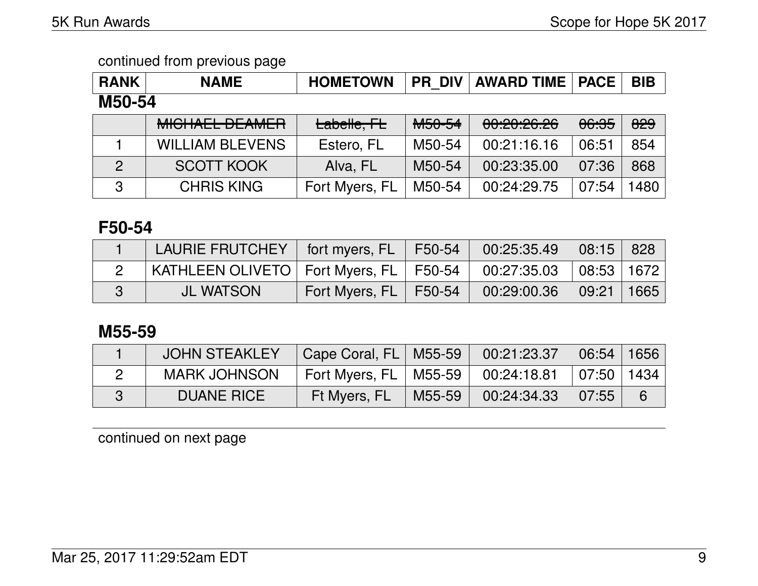continued from previous page

| RANK | NAME | HOMETOWN | PR_DIV | AWARD TIME | PACE | BIB |
|---|---|---|---|---|---|---|

## M50-54

| RANK | NAME | HOMETOWN | PR_DIV | AWARD TIME | PACE | BIB |
|---|---|---|---|---|---|---|
| | ~~MICHAEL DEAMER~~ | ~~Labelle, FL~~ | ~~M50-54~~ | ~~00:20:26.26~~ | ~~06:35~~ | ~~829~~ |
| 1 | WILLIAM BLEVENS | Estero, FL | M50-54 | 00:21:16.16 | 06:51 | 854 |
| 2 | SCOTT KOOK | Alva, FL | M50-54 | 00:23:35.00 | 07:36 | 868 |
| 3 | CHRIS KING | Fort Myers, FL | M50-54 | 00:24:29.75 | 07:54 | 1480 |

## F50-54

| RANK | NAME | HOMETOWN | PR_DIV | AWARD TIME | PACE | BIB |
|---|---|---|---|---|---|---|
| 1 | LAURIE FRUTCHEY | fort myers, FL | F50-54 | 00:25:35.49 | 08:15 | 828 |
| 2 | KATHLEEN OLIVETO | Fort Myers, FL | F50-54 | 00:27:35.03 | 08:53 | 1672 |
| 3 | JL WATSON | Fort Myers, FL | F50-54 | 00:29:00.36 | 09:21 | 1665 |

## M55-59

| RANK | NAME | HOMETOWN | PR_DIV | AWARD TIME | PACE | BIB |
|---|---|---|---|---|---|---|
| 1 | JOHN STEAKLEY | Cape Coral, FL | M55-59 | 00:21:23.37 | 06:54 | 1656 |
| 2 | MARK JOHNSON | Fort Myers, FL | M55-59 | 00:24:18.81 | 07:50 | 1434 |
| 3 | DUANE RICE | Ft Myers, FL | M55-59 | 00:24:34.33 | 07:55 | 6 |

continued on next page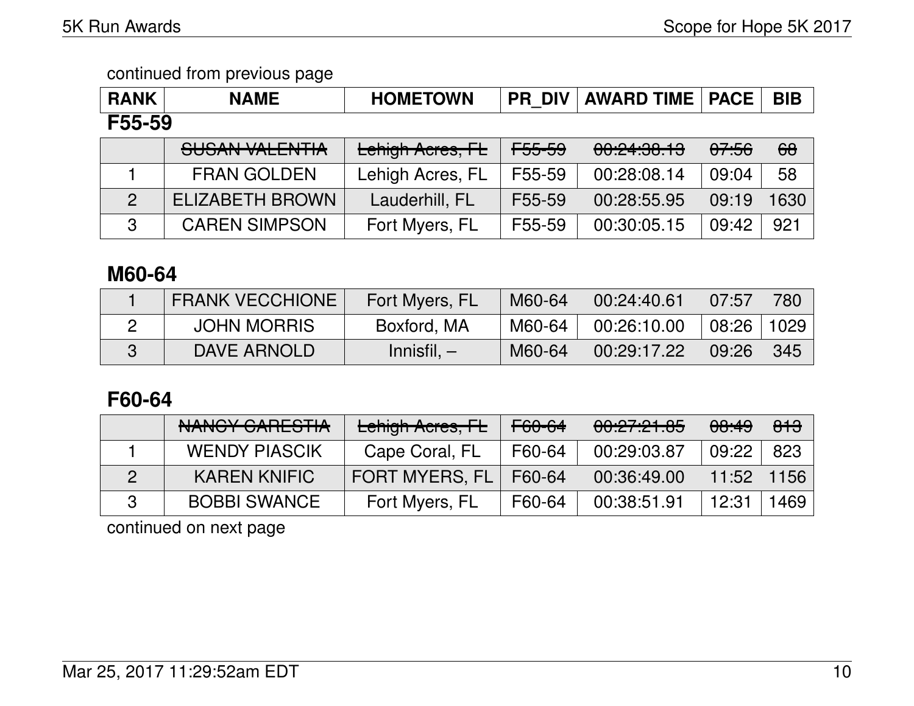continued from previous page

| RANK | NAME | HOMETOWN | PR_DIV | AWARD TIME | PACE | BIB |
|---|---|---|---|---|---|---|

### F55-59

| RANK | NAME | HOMETOWN | PR_DIV | AWARD TIME | PACE | BIB |
|---|---|---|---|---|---|---|
| | ~~SUSAN VALENTIA~~ | ~~Lehigh Acres, FL~~ | ~~F55-59~~ | ~~00:24:38.13~~ | ~~07:56~~ | ~~68~~ |
| 1 | FRAN GOLDEN | Lehigh Acres, FL | F55-59 | 00:28:08.14 | 09:04 | 58 |
| 2 | ELIZABETH BROWN | Lauderhill, FL | F55-59 | 00:28:55.95 | 09:19 | 1630 |
| 3 | CAREN SIMPSON | Fort Myers, FL | F55-59 | 00:30:05.15 | 09:42 | 921 |

### M60-64

| RANK | NAME | HOMETOWN | PR_DIV | AWARD TIME | PACE | BIB |
|---|---|---|---|---|---|---|
| 1 | FRANK VECCHIONE | Fort Myers, FL | M60-64 | 00:24:40.61 | 07:57 | 780 |
| 2 | JOHN MORRIS | Boxford, MA | M60-64 | 00:26:10.00 | 08:26 | 1029 |
| 3 | DAVE ARNOLD | Innisfil, – | M60-64 | 00:29:17.22 | 09:26 | 345 |

### F60-64

| RANK | NAME | HOMETOWN | PR_DIV | AWARD TIME | PACE | BIB |
|---|---|---|---|---|---|---|
| | ~~NANCY CARESTIA~~ | ~~Lehigh Acres, FL~~ | ~~F60-64~~ | ~~00:27:21.85~~ | ~~08:49~~ | ~~813~~ |
| 1 | WENDY PIASCIK | Cape Coral, FL | F60-64 | 00:29:03.87 | 09:22 | 823 |
| 2 | KAREN KNIFIC | FORT MYERS, FL | F60-64 | 00:36:49.00 | 11:52 | 1156 |
| 3 | BOBBI SWANCE | Fort Myers, FL | F60-64 | 00:38:51.91 | 12:31 | 1469 |

continued on next page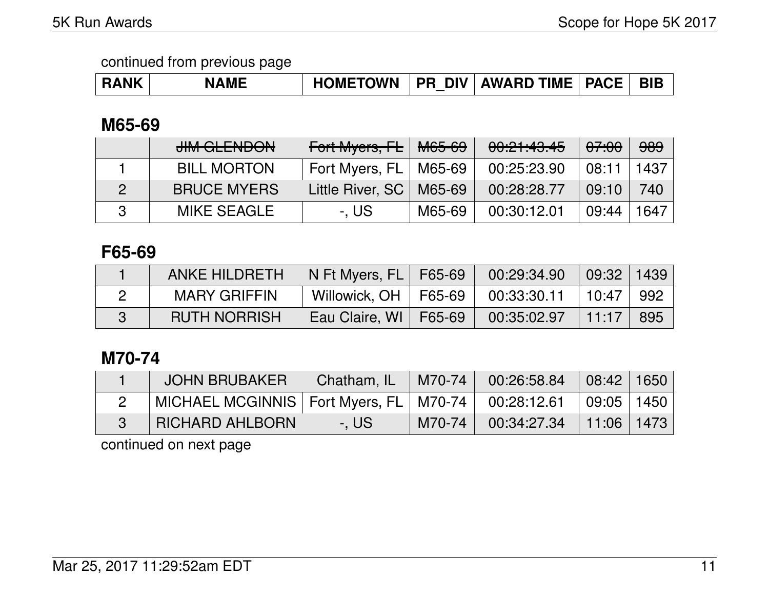continued from previous page

| RANK | NAME | HOMETOWN | PR_DIV | AWARD TIME | PACE | BIB |
|---|---|---|---|---|---|---|

## M65-69

| RANK | NAME | HOMETOWN | PR_DIV | AWARD TIME | PACE | BIB |
|---|---|---|---|---|---|---|
| | ~~JIM GLENDON~~ | ~~Fort Myers, FL~~ | ~~M65-69~~ | ~~00:21:43.45~~ | ~~07:00~~ | ~~989~~ |
| 1 | BILL MORTON | Fort Myers, FL | M65-69 | 00:25:23.90 | 08:11 | 1437 |
| 2 | BRUCE MYERS | Little River, SC | M65-69 | 00:28:28.77 | 09:10 | 740 |
| 3 | MIKE SEAGLE | -, US | M65-69 | 00:30:12.01 | 09:44 | 1647 |

## F65-69

| RANK | NAME | HOMETOWN | PR_DIV | AWARD TIME | PACE | BIB |
|---|---|---|---|---|---|---|
| 1 | ANKE HILDRETH | N Ft Myers, FL | F65-69 | 00:29:34.90 | 09:32 | 1439 |
| 2 | MARY GRIFFIN | Willowick, OH | F65-69 | 00:33:30.11 | 10:47 | 992 |
| 3 | RUTH NORRISH | Eau Claire, WI | F65-69 | 00:35:02.97 | 11:17 | 895 |

## M70-74

| RANK | NAME | HOMETOWN | PR_DIV | AWARD TIME | PACE | BIB |
|---|---|---|---|---|---|---|
| 1 | JOHN BRUBAKER | Chatham, IL | M70-74 | 00:26:58.84 | 08:42 | 1650 |
| 2 | MICHAEL MCGINNIS | Fort Myers, FL | M70-74 | 00:28:12.61 | 09:05 | 1450 |
| 3 | RICHARD AHLBORN | -, US | M70-74 | 00:34:27.34 | 11:06 | 1473 |

continued on next page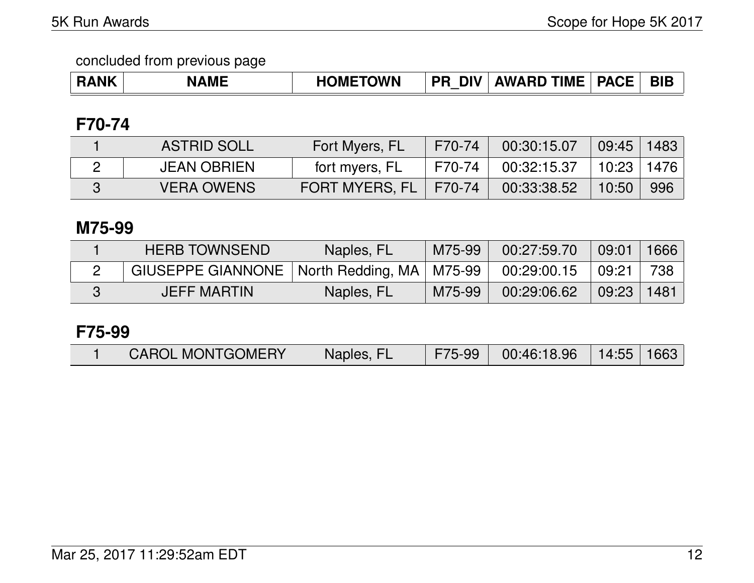concluded from previous page

| RANK | NAME | HOMETOWN | PR_DIV | AWARD TIME | PACE | BIB |
|---|---|---|---|---|---|---|

## F70-74

| | | | | | | |
|---|---|---|---|---|---|---|
| 1 | ASTRID SOLL | Fort Myers, FL | F70-74 | 00:30:15.07 | 09:45 | 1483 |
| 2 | JEAN OBRIEN | fort myers, FL | F70-74 | 00:32:15.37 | 10:23 | 1476 |
| 3 | VERA OWENS | FORT MYERS, FL | F70-74 | 00:33:38.52 | 10:50 | 996 |

## M75-99

| | | | | | | |
|---|---|---|---|---|---|---|
| 1 | HERB TOWNSEND | Naples, FL | M75-99 | 00:27:59.70 | 09:01 | 1666 |
| 2 | GIUSEPPE GIANNONE | North Redding, MA | M75-99 | 00:29:00.15 | 09:21 | 738 |
| 3 | JEFF MARTIN | Naples, FL | M75-99 | 00:29:06.62 | 09:23 | 1481 |

## F75-99

| | | | | | | |
|---|---|---|---|---|---|---|
| 1 | CAROL MONTGOMERY | Naples, FL | F75-99 | 00:46:18.96 | 14:55 | 1663 |